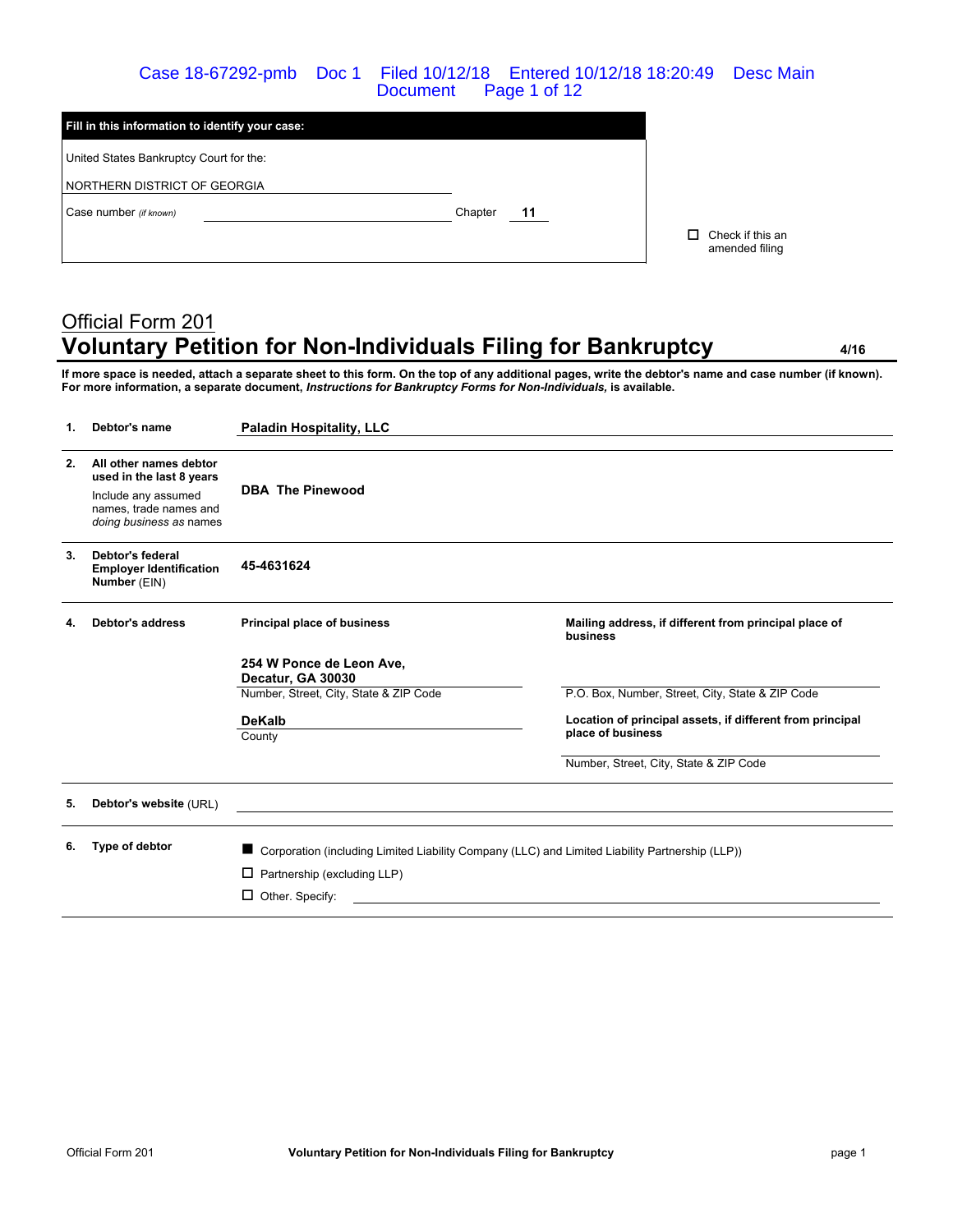| Fill in this information to identify your case: | | |
|---|---|---|
| United States Bankruptcy Court for the: | | |
| NORTHERN DISTRICT OF GEORGIA | | |
| Case number *(if known)* | Chapter | 11 |

☐ Check if this an amended filing

# Official Form 201
## Voluntary Petition for Non-Individuals Filing for Bankruptcy

4/16

**If more space is needed, attach a separate sheet to this form. On the top of any additional pages, write the debtor's name and case number (if known). For more information, a separate document, *Instructions for Bankruptcy Forms for Non-Individuals,* is available.**

| | | |
|---|---|---|
| **1.** | **Debtor's name** | **Paladin Hospitality, LLC** |
| **2.** | **All other names debtor used in the last 8 years** Include any assumed names, trade names and *doing business as* names | **DBA The Pinewood** |
| **3.** | **Debtor's federal Employer Identification Number** (EIN) | **45-4631624** |

**4. Debtor's address**

| Principal place of business | Mailing address, if different from principal place of business |
|---|---|
| **254 W Ponce de Leon Ave, Decatur, GA 30030** | |
| Number, Street, City, State & ZIP Code | P.O. Box, Number, Street, City, State & ZIP Code |
| **DeKalb** | **Location of principal assets, if different from principal place of business** |
| County | |
| | Number, Street, City, State & ZIP Code |

**5. Debtor's website** (URL)

**6. Type of debtor**

- ■ Corporation (including Limited Liability Company (LLC) and Limited Liability Partnership (LLP))
- ☐ Partnership (excluding LLP)
- ☐ Other. Specify: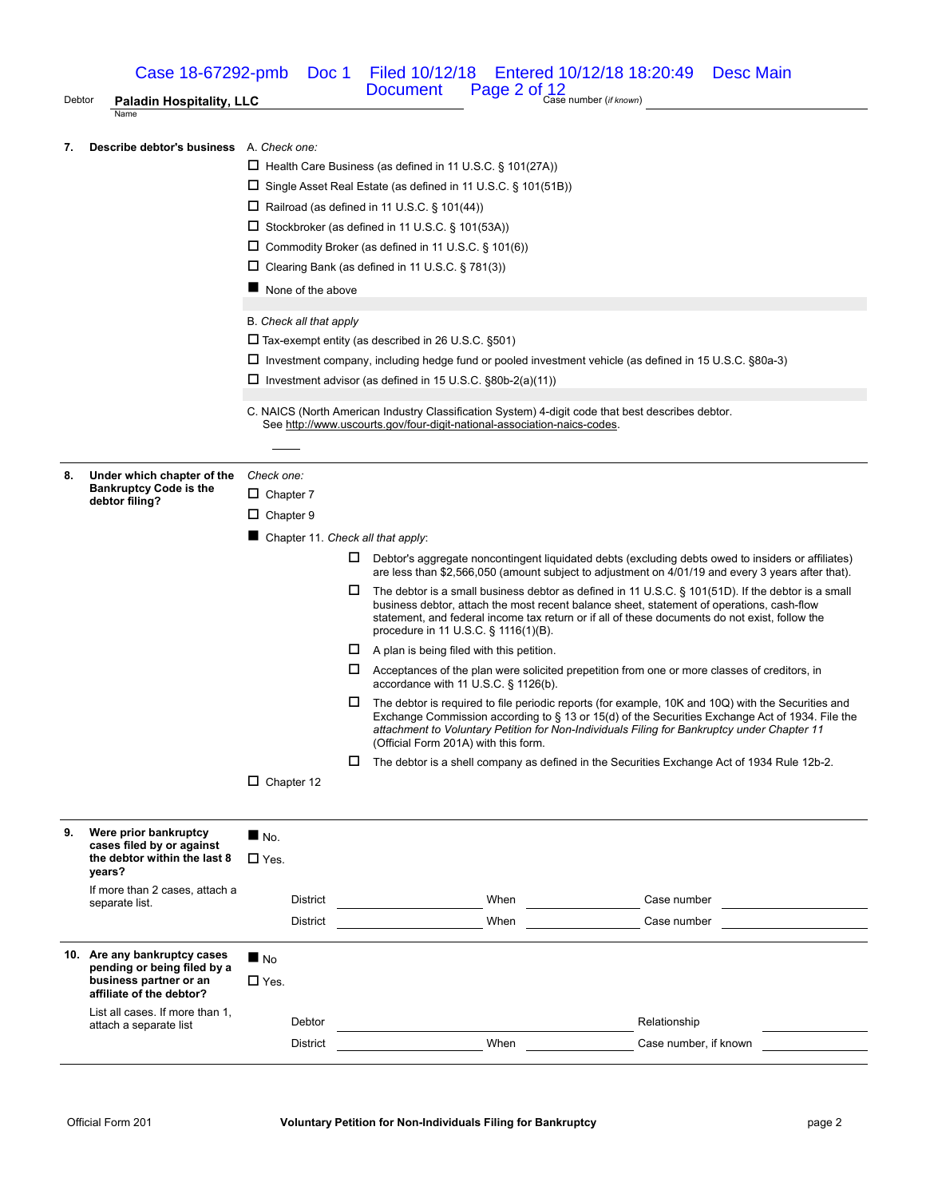Debtor **Paladin Hospitality, LLC** Case number (*if known*)

**7. Describe debtor's business**

A. *Check one:*

- ☐ Health Care Business (as defined in 11 U.S.C. § 101(27A))
- ☐ Single Asset Real Estate (as defined in 11 U.S.C. § 101(51B))
- ☐ Railroad (as defined in 11 U.S.C. § 101(44))
- ☐ Stockbroker (as defined in 11 U.S.C. § 101(53A))
- ☐ Commodity Broker (as defined in 11 U.S.C. § 101(6))
- ☐ Clearing Bank (as defined in 11 U.S.C. § 781(3))
- ■ None of the above

B. *Check all that apply*

- ☐ Tax-exempt entity (as described in 26 U.S.C. §501)
- ☐ Investment company, including hedge fund or pooled investment vehicle (as defined in 15 U.S.C. §80a-3)
- ☐ Investment advisor (as defined in 15 U.S.C. §80b-2(a)(11))

C. NAICS (North American Industry Classification System) 4-digit code that best describes debtor. See http://www.uscourts.gov/four-digit-national-association-naics-codes.

**8. Under which chapter of the Bankruptcy Code is the debtor filing?**

*Check one:*

- ☐ Chapter 7
- ☐ Chapter 9
- ■ Chapter 11. *Check all that apply*:
  - ☐ Debtor's aggregate noncontingent liquidated debts (excluding debts owed to insiders or affiliates) are less than $2,566,050 (amount subject to adjustment on 4/01/19 and every 3 years after that).
  - ☐ The debtor is a small business debtor as defined in 11 U.S.C. § 101(51D). If the debtor is a small business debtor, attach the most recent balance sheet, statement of operations, cash-flow statement, and federal income tax return or if all of these documents do not exist, follow the procedure in 11 U.S.C. § 1116(1)(B).
  - ☐ A plan is being filed with this petition.
  - ☐ Acceptances of the plan were solicited prepetition from one or more classes of creditors, in accordance with 11 U.S.C. § 1126(b).
  - ☐ The debtor is required to file periodic reports (for example, 10K and 10Q) with the Securities and Exchange Commission according to § 13 or 15(d) of the Securities Exchange Act of 1934. File the *attachment to Voluntary Petition for Non-Individuals Filing for Bankruptcy under Chapter 11* (Official Form 201A) with this form.
  - ☐ The debtor is a shell company as defined in the Securities Exchange Act of 1934 Rule 12b-2.
- ☐ Chapter 12

**9. Were prior bankruptcy cases filed by or against the debtor within the last 8 years?**

If more than 2 cases, attach a separate list.

- ■ No.
- ☐ Yes.

District ______ When ______ Case number ______

District ______ When ______ Case number ______

**10. Are any bankruptcy cases pending or being filed by a business partner or an affiliate of the debtor?**

List all cases. If more than 1, attach a separate list

- ■ No
- ☐ Yes.

Debtor ______ Relationship ______

District ______ When ______ Case number, if known ______

Official Form 201 **Voluntary Petition for Non-Individuals Filing for Bankruptcy**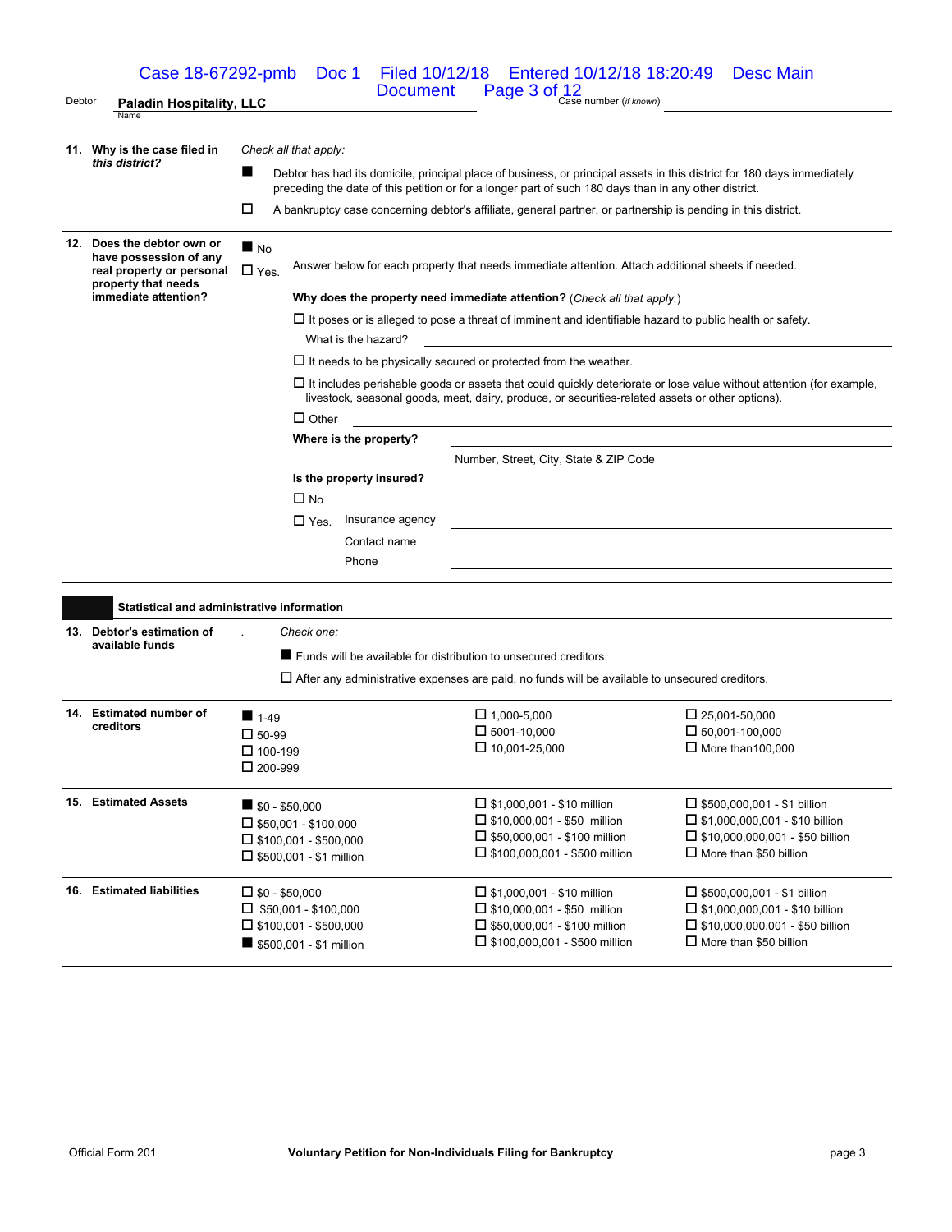Debtor **Paladin Hospitality, LLC**
Name

Case number (*if known*)

**11. Why is the case filed in *this district?***

*Check all that apply:*

- ■ Debtor has had its domicile, principal place of business, or principal assets in this district for 180 days immediately preceding the date of this petition or for a longer part of such 180 days than in any other district.
- ☐ A bankruptcy case concerning debtor's affiliate, general partner, or partnership is pending in this district.

**12. Does the debtor own or have possession of any real property or personal property that needs immediate attention?**

- ■ No
- ☐ Yes. Answer below for each property that needs immediate attention. Attach additional sheets if needed.

**Why does the property need immediate attention?** (*Check all that apply.*)

- ☐ It poses or is alleged to pose a threat of imminent and identifiable hazard to public health or safety.
  What is the hazard?
- ☐ It needs to be physically secured or protected from the weather.
- ☐ It includes perishable goods or assets that could quickly deteriorate or lose value without attention (for example, livestock, seasonal goods, meat, dairy, produce, or securities-related assets or other options).
- ☐ Other

**Where is the property?**

Number, Street, City, State & ZIP Code

**Is the property insured?**

- ☐ No
- ☐ Yes. Insurance agency
  Contact name
  Phone

## Statistical and administrative information

**13. Debtor's estimation of available funds**

*Check one:*

- ■ Funds will be available for distribution to unsecured creditors.
- ☐ After any administrative expenses are paid, no funds will be available to unsecured creditors.

**14. Estimated number of creditors**

| | | |
|---|---|---|
| ■ 1-49 | ☐ 1,000-5,000 | ☐ 25,001-50,000 |
| ☐ 50-99 | ☐ 5001-10,000 | ☐ 50,001-100,000 |
| ☐ 100-199 | ☐ 10,001-25,000 | ☐ More than100,000 |
| ☐ 200-999 | | |

**15. Estimated Assets**

| | | |
|---|---|---|
| ■ $0 - $50,000 | ☐ $1,000,001 - $10 million | ☐ $500,000,001 - $1 billion |
| ☐ $50,001 - $100,000 | ☐ $10,000,001 - $50 million | ☐ $1,000,000,001 - $10 billion |
| ☐ $100,001 - $500,000 | ☐ $50,000,001 - $100 million | ☐ $10,000,000,001 - $50 billion |
| ☐ $500,001 - $1 million | ☐ $100,000,001 - $500 million | ☐ More than $50 billion |

**16. Estimated liabilities**

| | | |
|---|---|---|
| ☐ $0 - $50,000 | ☐ $1,000,001 - $10 million | ☐ $500,000,001 - $1 billion |
| ☐ $50,001 - $100,000 | ☐ $10,000,001 - $50 million | ☐ $1,000,000,001 - $10 billion |
| ☐ $100,001 - $500,000 | ☐ $50,000,001 - $100 million | ☐ $10,000,000,001 - $50 billion |
| ■ $500,001 - $1 million | ☐ $100,000,001 - $500 million | ☐ More than $50 billion |

Official Form 201 **Voluntary Petition for Non-Individuals Filing for Bankruptcy**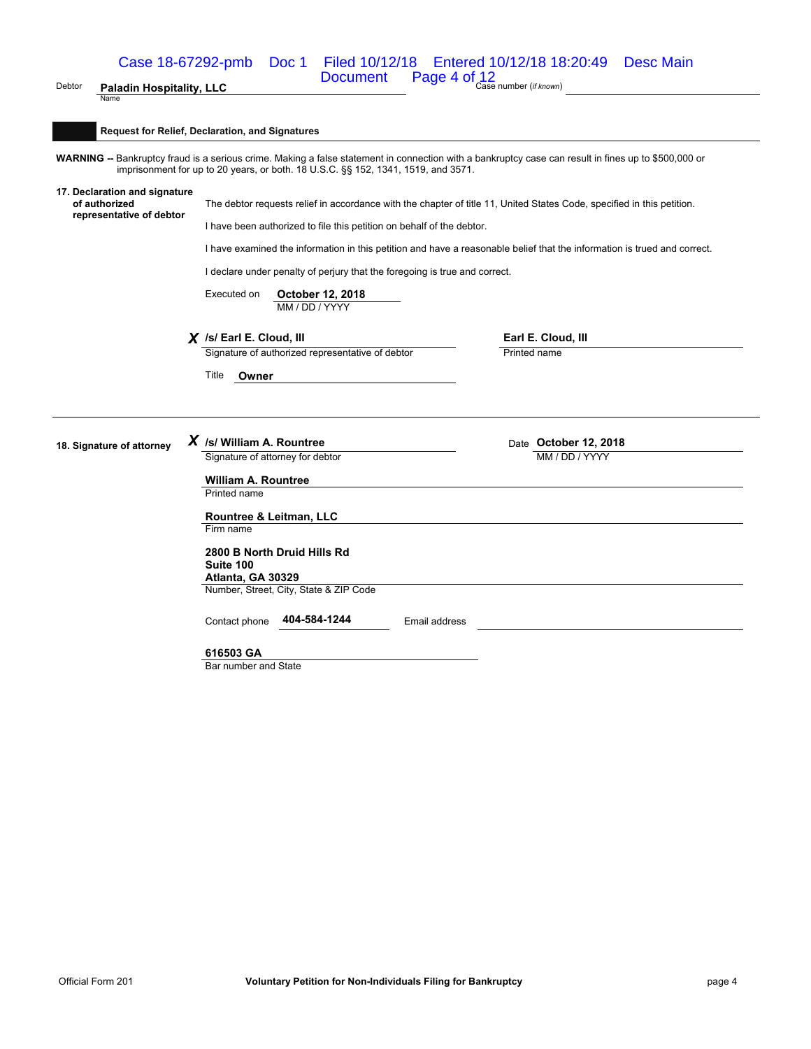Debtor **Paladin Hospitality, LLC**
Name

Case number (*if known*)

## Request for Relief, Declaration, and Signatures

**WARNING --** Bankruptcy fraud is a serious crime. Making a false statement in connection with a bankruptcy case can result in fines up to $500,000 or imprisonment for up to 20 years, or both. 18 U.S.C. §§ 152, 1341, 1519, and 3571.

**17. Declaration and signature of authorized representative of debtor**

The debtor requests relief in accordance with the chapter of title 11, United States Code, specified in this petition.

I have been authorized to file this petition on behalf of the debtor.

I have examined the information in this petition and have a reasonable belief that the information is trued and correct.

I declare under penalty of perjury that the foregoing is true and correct.

Executed on **October 12, 2018**
MM / DD / YYYY

***X*** **/s/ Earl E. Cloud, III**
Signature of authorized representative of debtor

**Earl E. Cloud, III**
Printed name

Title **Owner**

**18. Signature of attorney**

***X*** **/s/ William A. Rountree**
Signature of attorney for debtor

Date **October 12, 2018**
MM / DD / YYYY

**William A. Rountree**
Printed name

**Rountree & Leitman, LLC**
Firm name

**2800 B North Druid Hills Rd**
**Suite 100**
**Atlanta, GA 30329**
Number, Street, City, State & ZIP Code

Contact phone **404-584-1244** Email address

**616503 GA**
Bar number and State

Official Form 201 **Voluntary Petition for Non-Individuals Filing for Bankruptcy**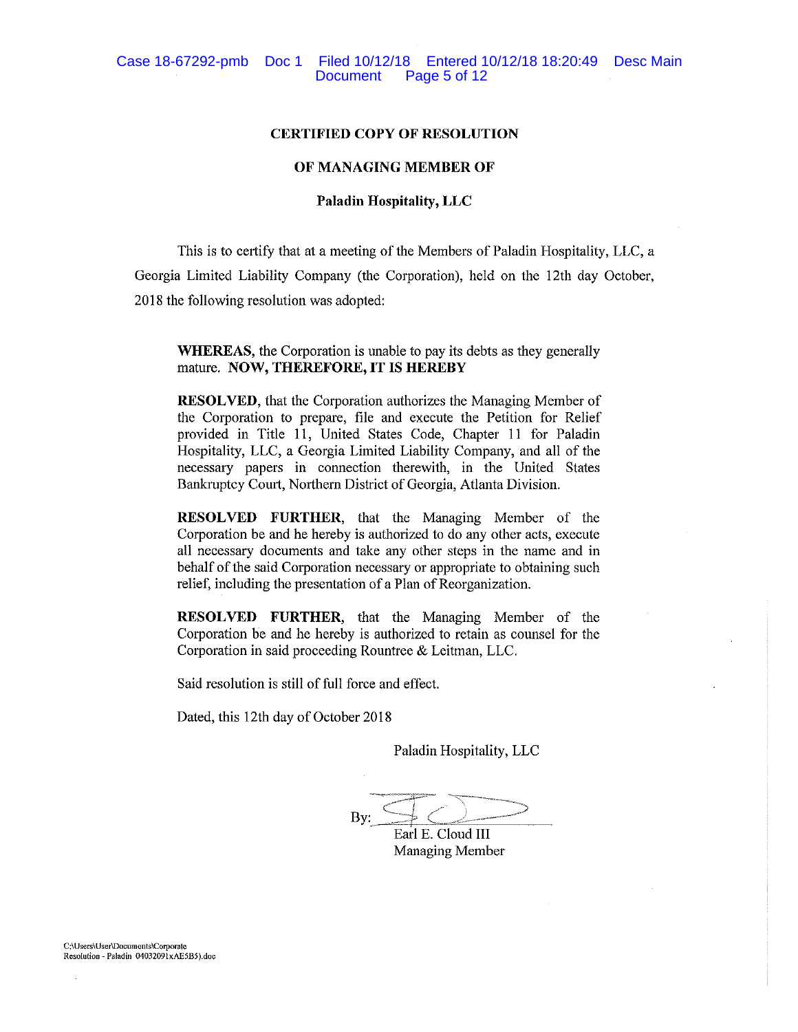**CERTIFIED COPY OF RESOLUTION**

**OF MANAGING MEMBER OF**

**Paladin Hospitality, LLC**

This is to certify that at a meeting of the Members of Paladin Hospitality, LLC, a Georgia Limited Liability Company (the Corporation), held on the 12th day October, 2018 the following resolution was adopted:

> **WHEREAS,** the Corporation is unable to pay its debts as they generally mature. **NOW, THEREFORE, IT IS HEREBY**
>
> **RESOLVED,** that the Corporation authorizes the Managing Member of the Corporation to prepare, file and execute the Petition for Relief provided in Title 11, United States Code, Chapter 11 for Paladin Hospitality, LLC, a Georgia Limited Liability Company, and all of the necessary papers in connection therewith, in the United States Bankruptcy Court, Northern District of Georgia, Atlanta Division.
>
> **RESOLVED FURTHER,** that the Managing Member of the Corporation be and he hereby is authorized to do any other acts, execute all necessary documents and take any other steps in the name and in behalf of the said Corporation necessary or appropriate to obtaining such relief, including the presentation of a Plan of Reorganization.
>
> **RESOLVED FURTHER,** that the Managing Member of the Corporation be and he hereby is authorized to retain as counsel for the Corporation in said proceeding Rountree & Leitman, LLC.
>
> Said resolution is still of full force and effect.
>
> Dated, this 12th day of October 2018

Paladin Hospitality, LLC

By: ______________________

Earl E. Cloud III
Managing Member

C:\Users\User\Documents\Corporate Resolution - Paladin 04032091xAE5B5).doc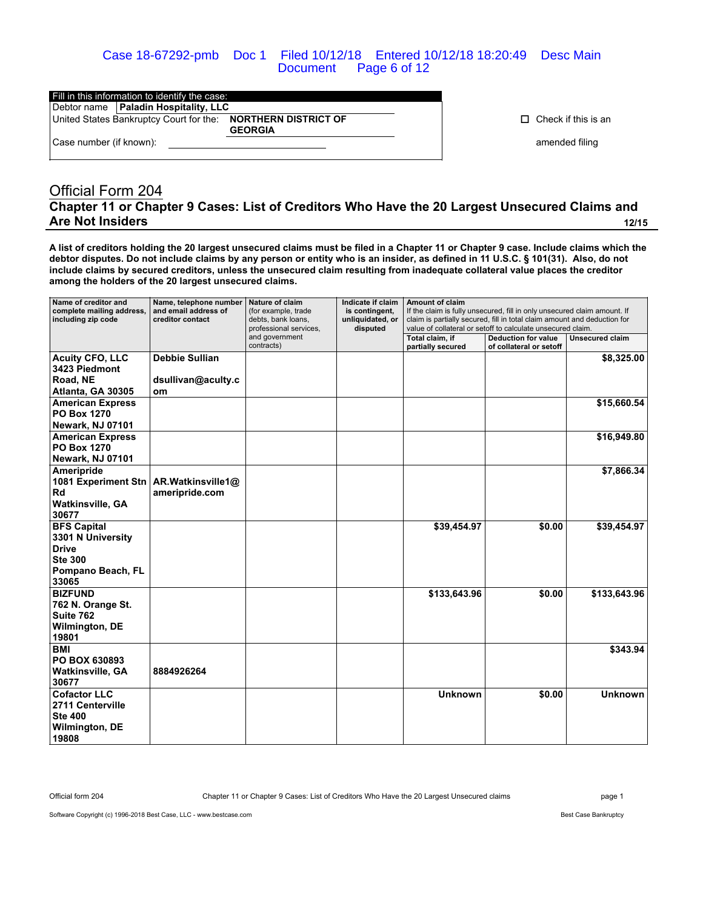| Fill in this information to identify the case: | |
|---|---|
| Debtor name | **Paladin Hospitality, LLC** |
| United States Bankruptcy Court for the: | **NORTHERN DISTRICT OF GEORGIA** |
| Case number (if known): | |

☐ Check if this is an amended filing

# Official Form 204

## Chapter 11 or Chapter 9 Cases: List of Creditors Who Have the 20 Largest Unsecured Claims and Are Not Insiders

12/15

**A list of creditors holding the 20 largest unsecured claims must be filed in a Chapter 11 or Chapter 9 case. Include claims which the debtor disputes. Do not include claims by any person or entity who is an insider, as defined in 11 U.S.C. § 101(31). Also, do not include claims by secured creditors, unless the unsecured claim resulting from inadequate collateral value places the creditor among the holders of the 20 largest unsecured claims.**

| Name of creditor and complete mailing address, including zip code | Name, telephone number and email address of creditor contact | Nature of claim (for example, trade debts, bank loans, professional services, and government contracts) | Indicate if claim is contingent, unliquidated, or disputed | Amount of claim If the claim is fully unsecured, fill in only unsecured claim amount. If claim is partially secured, fill in total claim amount and deduction for value of collateral or setoff to calculate unsecured claim. | | |
|---|---|---|---|---|---|---|
| | | | | Total claim, if partially secured | Deduction for value of collateral or setoff | Unsecured claim |
| **Acuity CFO, LLC 3423 Piedmont Road, NE Atlanta, GA 30305** | **Debbie Sullian dsullivan@aculty.com** | | | | | **$8,325.00** |
| **American Express PO Box 1270 Newark, NJ 07101** | | | | | | **$15,660.54** |
| **American Express PO Box 1270 Newark, NJ 07101** | | | | | | **$16,949.80** |
| **Ameripride 1081 Experiment Stn Rd Watkinsville, GA 30677** | **AR.Watkinsville1@ameripride.com** | | | | | **$7,866.34** |
| **BFS Capital 3301 N University Drive Ste 300 Pompano Beach, FL 33065** | | | | **$39,454.97** | **$0.00** | **$39,454.97** |
| **BIZFUND 762 N. Orange St. Suite 762 Wilmington, DE 19801** | | | | **$133,643.96** | **$0.00** | **$133,643.96** |
| **BMI PO BOX 630893 Watkinsville, GA 30677** | **8884926264** | | | | | **$343.94** |
| **Cofactor LLC 2711 Centerville Ste 400 Wilmington, DE 19808** | | | | **Unknown** | **$0.00** | **Unknown** |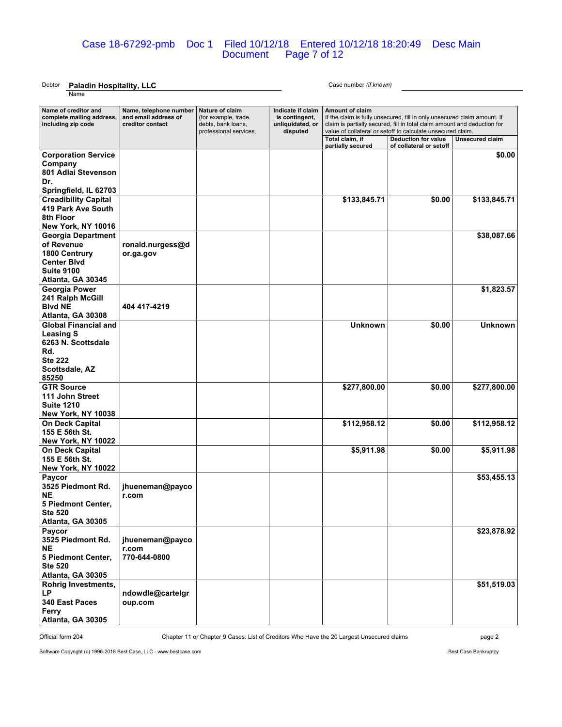Debtor **Paladin Hospitality, LLC** Case number *(if known)*

| Name of creditor and complete mailing address, including zip code | Name, telephone number and email address of creditor contact | Nature of claim (for example, trade debts, bank loans, professional services, | Indicate if claim is contingent, unliquidated, or disputed | Amount of claim — If the claim is fully unsecured, fill in only unsecured claim amount. If claim is partially secured, fill in total claim amount and deduction for value of collateral or setoff to calculate unsecured claim. | | |
|---|---|---|---|---|---|---|
| | | | | Total claim, if partially secured | Deduction for value of collateral or setoff | Unsecured claim |
| **Corporation Service Company 801 Adlai Stevenson Dr. Springfield, IL 62703** | | | | | | **$0.00** |
| **Creadibility Capital 419 Park Ave South 8th Floor New York, NY 10016** | | | | **$133,845.71** | **$0.00** | **$133,845.71** |
| **Georgia Department of Revenue 1800 Centrury Center Blvd Suite 9100 Atlanta, GA 30345** | **ronald.nurgess@dor.ga.gov** | | | | | **$38,087.66** |
| **Georgia Power 241 Ralph McGill Blvd NE Atlanta, GA 30308** | **404 417-4219** | | | | | **$1,823.57** |
| **Global Financial and Leasing S 6263 N. Scottsdale Rd. Ste 222 Scottsdale, AZ 85250** | | | | **Unknown** | **$0.00** | **Unknown** |
| **GTR Source 111 John Street Suite 1210 New York, NY 10038** | | | | **$277,800.00** | **$0.00** | **$277,800.00** |
| **On Deck Capital 155 E 56th St. New York, NY 10022** | | | | **$112,958.12** | **$0.00** | **$112,958.12** |
| **On Deck Capital 155 E 56th St. New York, NY 10022** | | | | **$5,911.98** | **$0.00** | **$5,911.98** |
| **Paycor 3525 Piedmont Rd. NE 5 Piedmont Center, Ste 520 Atlanta, GA 30305** | **jhueneman@paycor.com** | | | | | **$53,455.13** |
| **Paycor 3525 Piedmont Rd. NE 5 Piedmont Center, Ste 520 Atlanta, GA 30305** | **jhueneman@paycor.com 770-644-0800** | | | | | **$23,878.92** |
| **Rohrig Investments, LP 340 East Paces Ferry Atlanta, GA 30305** | **ndowdle@cartelgroup.com** | | | | | **$51,519.03** |

Official form 204 — Chapter 11 or Chapter 9 Cases: List of Creditors Who Have the 20 Largest Unsecured claims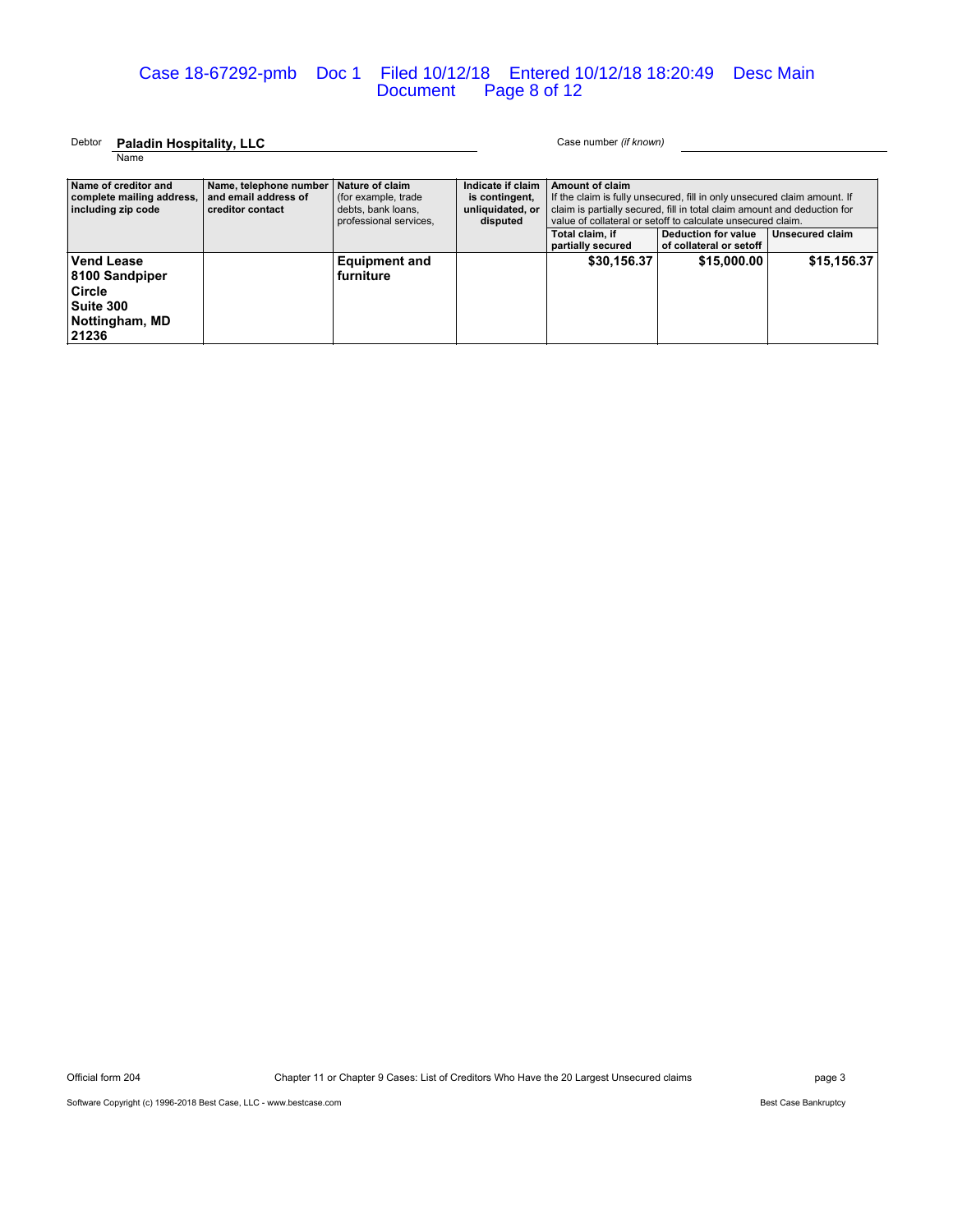Debtor **Paladin Hospitality, LLC**
Name

Case number *(if known)*

| Name of creditor and complete mailing address, including zip code | Name, telephone number and email address of creditor contact | Nature of claim (for example, trade debts, bank loans, professional services, | Indicate if claim is contingent, unliquidated, or disputed | Amount of claim If the claim is fully unsecured, fill in only unsecured claim amount. If claim is partially secured, fill in total claim amount and deduction for value of collateral or setoff to calculate unsecured claim. | | |
|---|---|---|---|---|---|---|
| | | | | Total claim, if partially secured | Deduction for value of collateral or setoff | Unsecured claim |
| **Vend Lease 8100 Sandpiper Circle Suite 300 Nottingham, MD 21236** | | **Equipment and furniture** | | **$30,156.37** | **$15,000.00** | **$15,156.37** |

Official form 204 — Chapter 11 or Chapter 9 Cases: List of Creditors Who Have the 20 Largest Unsecured claims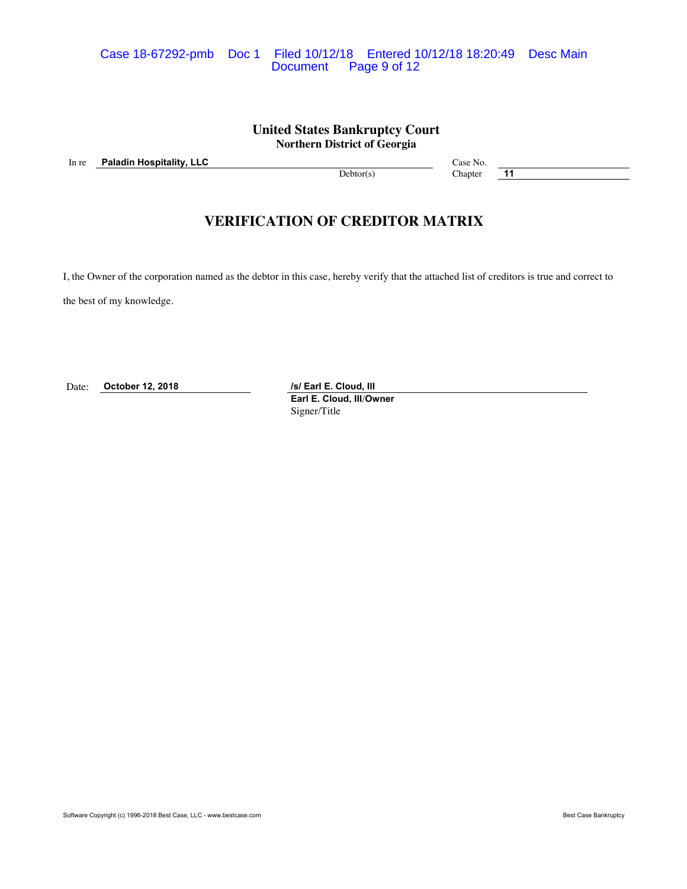**United States Bankruptcy Court**
**Northern District of Georgia**

In re **Paladin Hospitality, LLC** Debtor(s)

Case No.
Chapter **11**

## VERIFICATION OF CREDITOR MATRIX

I, the Owner of the corporation named as the debtor in this case, hereby verify that the attached list of creditors is true and correct to the best of my knowledge.

Date: **October 12, 2018**

**/s/ Earl E. Cloud, III**
**Earl E. Cloud, III/Owner**
Signer/Title

Software Copyright (c) 1996-2018 Best Case, LLC - www.bestcase.com Best Case Bankruptcy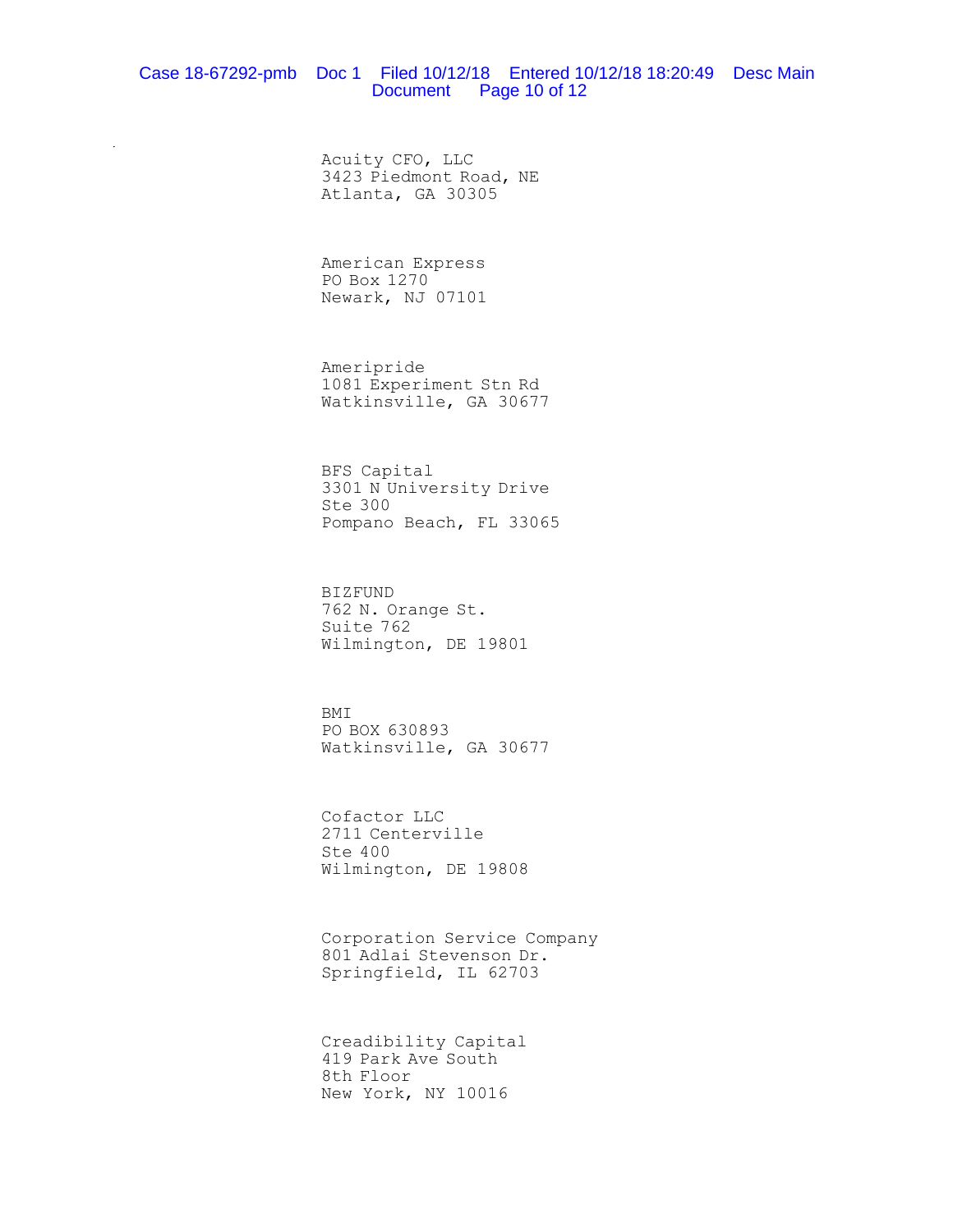Acuity CFO, LLC
3423 Piedmont Road, NE
Atlanta, GA 30305

American Express
PO Box 1270
Newark, NJ 07101

Ameripride
1081 Experiment Stn Rd
Watkinsville, GA 30677

BFS Capital
3301 N University Drive
Ste 300
Pompano Beach, FL 33065

BIZFUND
762 N. Orange St.
Suite 762
Wilmington, DE 19801

BMI
PO BOX 630893
Watkinsville, GA 30677

Cofactor LLC
2711 Centerville
Ste 400
Wilmington, DE 19808

Corporation Service Company
801 Adlai Stevenson Dr.
Springfield, IL 62703

Creadibility Capital
419 Park Ave South
8th Floor
New York, NY 10016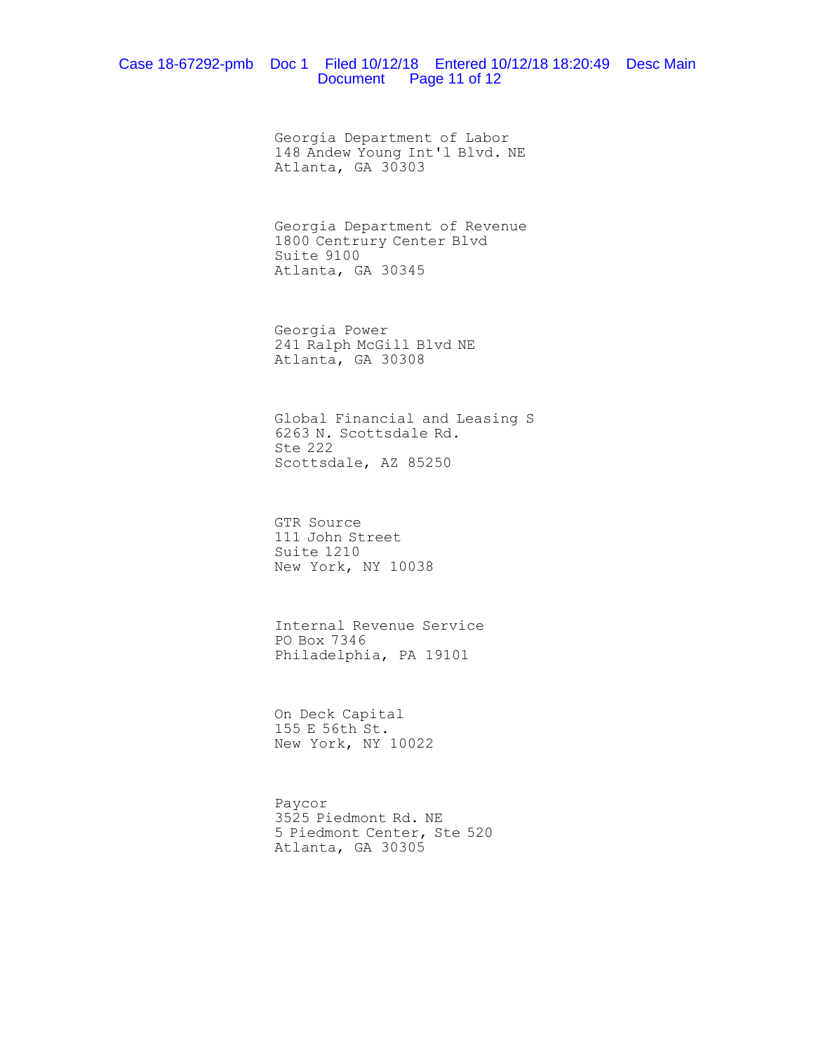Georgia Department of Labor
148 Andew Young Int'l Blvd. NE
Atlanta, GA 30303

Georgia Department of Revenue
1800 Centrury Center Blvd
Suite 9100
Atlanta, GA 30345

Georgia Power
241 Ralph McGill Blvd NE
Atlanta, GA 30308

Global Financial and Leasing S
6263 N. Scottsdale Rd.
Ste 222
Scottsdale, AZ 85250

GTR Source
111 John Street
Suite 1210
New York, NY 10038

Internal Revenue Service
PO Box 7346
Philadelphia, PA 19101

On Deck Capital
155 E 56th St.
New York, NY 10022

Paycor
3525 Piedmont Rd. NE
5 Piedmont Center, Ste 520
Atlanta, GA 30305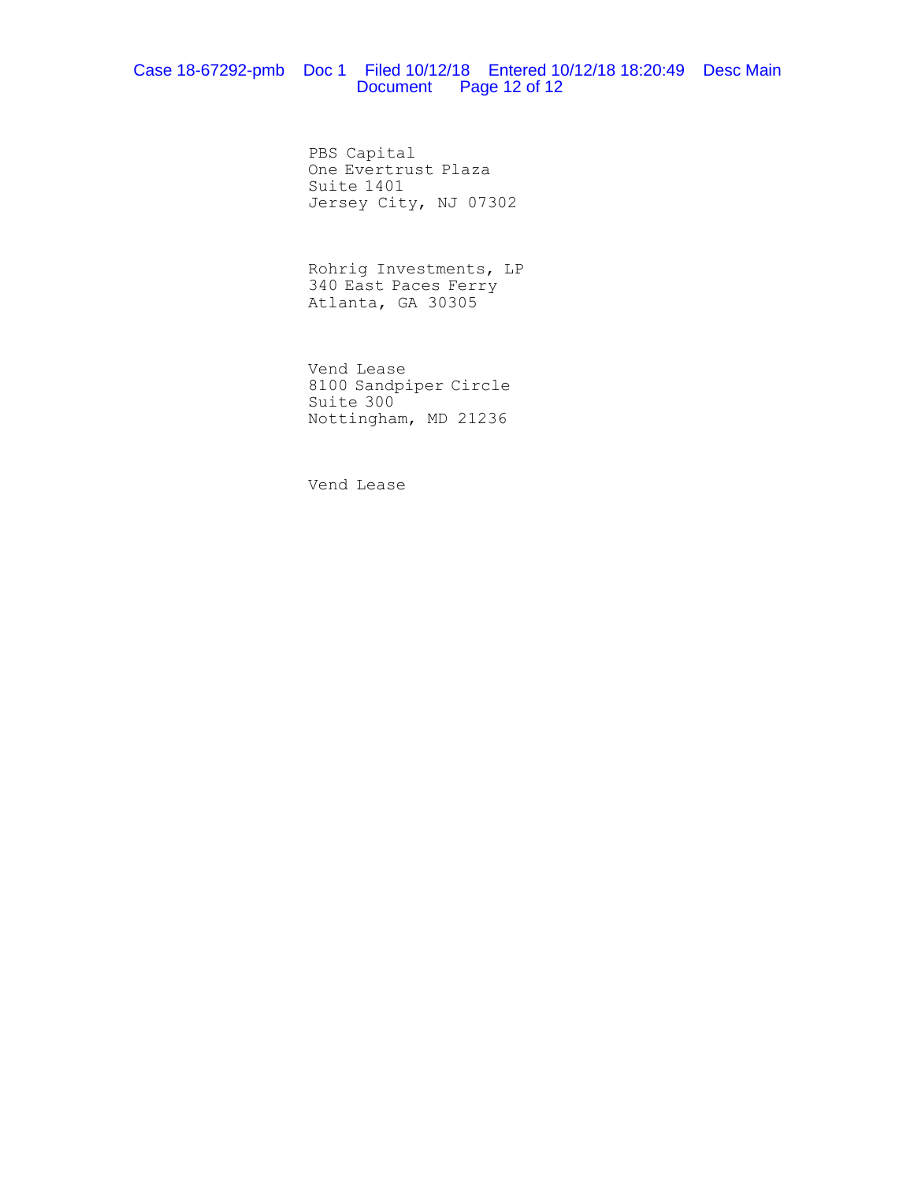PBS Capital
One Evertrust Plaza
Suite 1401
Jersey City, NJ 07302

Rohrig Investments, LP
340 East Paces Ferry
Atlanta, GA 30305

Vend Lease
8100 Sandpiper Circle
Suite 300
Nottingham, MD 21236

Vend Lease